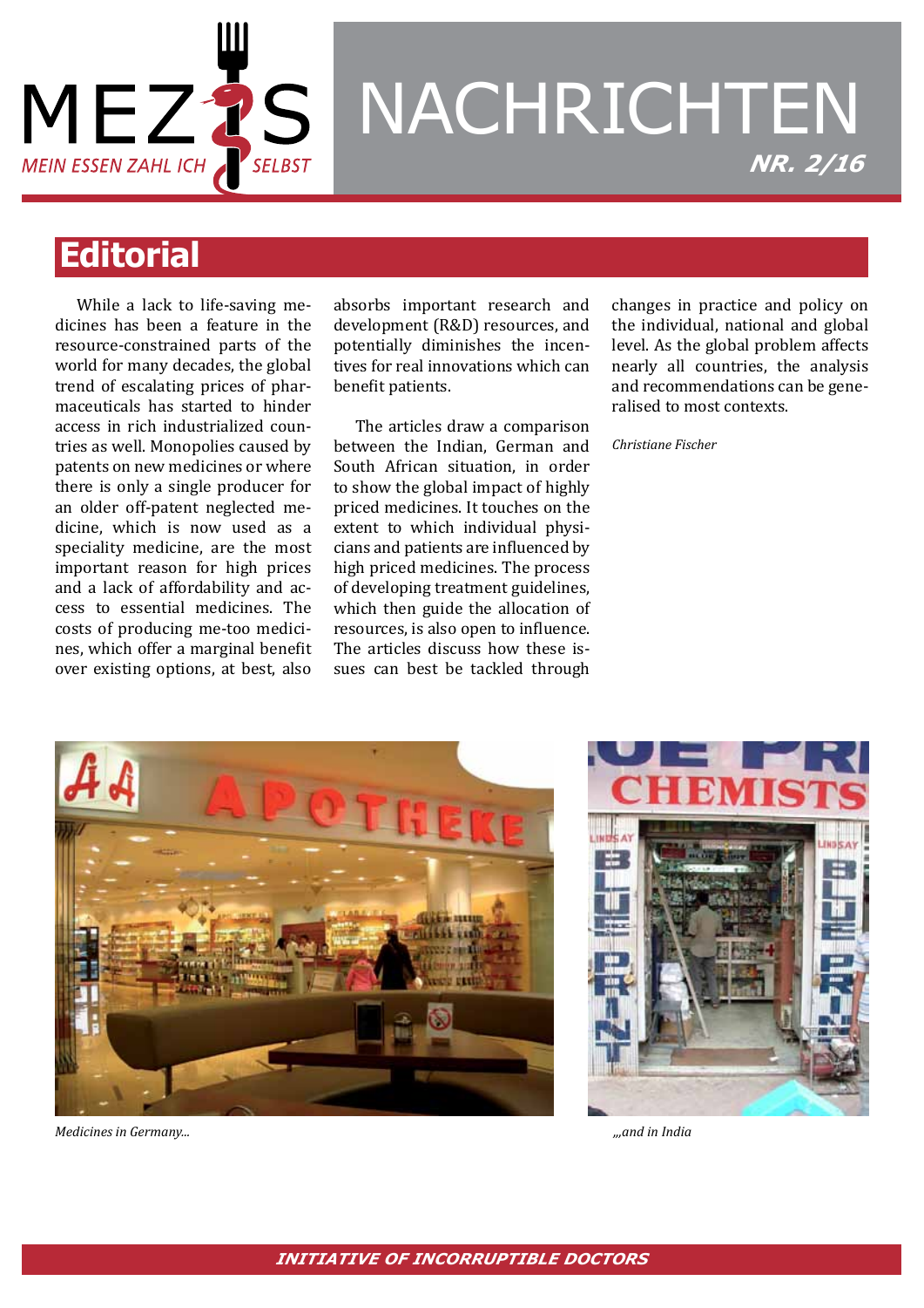# MEZIS NACHRICHTEN

MEIN ESSEN ZAHL ICH SELBST

**NR. 2/16**

## Editorial

While a lack to life-saving medicines has been a feature in the resource-constrained parts of the world for many decades, the global trend of escalating prices of pharmaceuticals has started to hinder access in rich industrialized countries as well. Monopolies caused by patents on new medicines or where there is only a single producer for an older off-patent neglected medicine, which is now used as a speciality medicine, are the most important reason for high prices and a lack of affordability and access to essential medicines. The costs of producing me-too medicines, which offer a marginal benefit over existing options, at best, also absorbs important research and development (R&D) resources, and potentially diminishes the incentives for real innovations which can benefit patients.

The articles draw a comparison between the Indian, German and South African situation, in order to show the global impact of highly priced medicines. It touches on the extent to which individual physicians and patients are influenced by high priced medicines. The process of developing treatment guidelines, which then guide the allocation of resources, is also open to influence. The articles discuss how these issues can best be tackled through changes in practice and policy on the individual, national and global level. As the global problem affects nearly all countries, the analysis and recommendations can be generalised to most contexts.

*Christiane Fischer*

*Medicines in Germany...*

*„and in India*

**INITIATIVE OF INCORRUPTIBLE DOCTORS**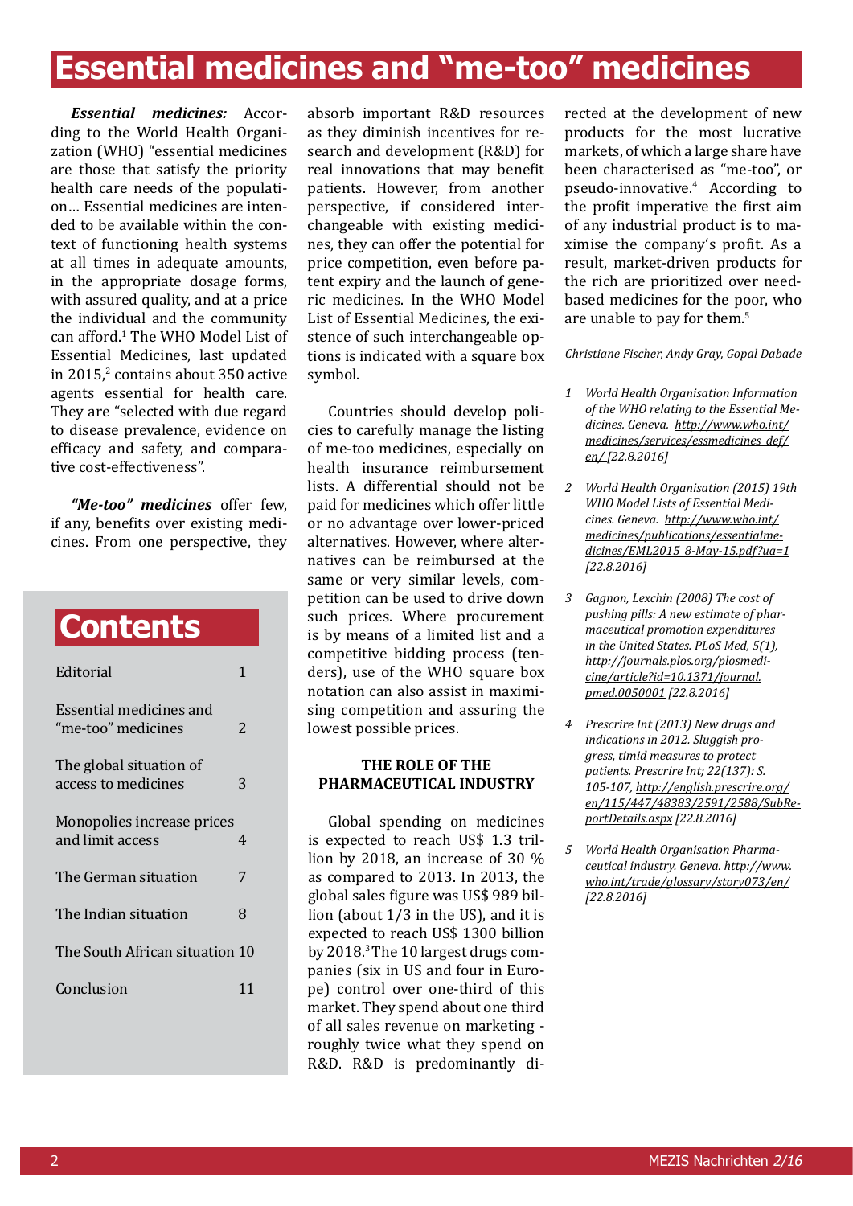# Essential medicines and "me-too" medicines

***Essential medicines:*** According to the World Health Organization (WHO) "essential medicines are those that satisfy the priority health care needs of the population… Essential medicines are intended to be available within the context of functioning health systems at all times in adequate amounts, in the appropriate dosage forms, with assured quality, and at a price the individual and the community can afford.[1] The WHO Model List of Essential Medicines, last updated in 2015,[2] contains about 350 active agents essential for health care. They are "selected with due regard to disease prevalence, evidence on efficacy and safety, and comparative cost-effectiveness".

***"Me-too" medicines*** offer few, if any, benefits over existing medicines. From one perspective, they absorb important R&D resources as they diminish incentives for research and development (R&D) for real innovations that may benefit patients. However, from another perspective, if considered interchangeable with existing medicines, they can offer the potential for price competition, even before patent expiry and the launch of generic medicines. In the WHO Model List of Essential Medicines, the existence of such interchangeable options is indicated with a square box symbol.

Countries should develop policies to carefully manage the listing of me-too medicines, especially on health insurance reimbursement lists. A differential should not be paid for medicines which offer little or no advantage over lower-priced alternatives. However, where alternatives can be reimbursed at the same or very similar levels, competition can be used to drive down such prices. Where procurement is by means of a limited list and a competitive bidding process (tenders), use of the WHO square box notation can also assist in maximising competition and assuring the lowest possible prices.

## Contents

| | |
|---|---|
| Editorial | 1 |
| Essential medicines and "me-too" medicines | 2 |
| The global situation of access to medicines | 3 |
| Monopolies increase prices and limit access | 4 |
| The German situation | 7 |
| The Indian situation | 8 |
| The South African situation | 10 |
| Conclusion | 11 |

### THE ROLE OF THE PHARMACEUTICAL INDUSTRY

Global spending on medicines is expected to reach US$ 1.3 trillion by 2018, an increase of 30 % as compared to 2013. In 2013, the global sales figure was US$ 989 billion (about 1/3 in the US), and it is expected to reach US$ 1300 billion by 2018.[3] The 10 largest drugs companies (six in US and four in Europe) control over one-third of this market. They spend about one third of all sales revenue on marketing - roughly twice what they spend on R&D. R&D is predominantly directed at the development of new products for the most lucrative markets, of which a large share have been characterised as "me-too", or pseudo-innovative.[4] According to the profit imperative the first aim of any industrial product is to maximise the company's profit. As a result, market-driven products for the rich are prioritized over need-based medicines for the poor, who are unable to pay for them.[5]

*Christiane Fischer, Andy Gray, Gopal Dabade*

1. *World Health Organisation Information of the WHO relating to the Essential Medicines. Geneva. http://www.who.int/medicines/services/essmedicines_def/en/ [22.8.2016]*
2. *World Health Organisation (2015) 19th WHO Model Lists of Essential Medicines. Geneva. http://www.who.int/medicines/publications/essentialmedicines/EML2015_8-May-15.pdf?ua=1 [22.8.2016]*
3. *Gagnon, Lexchin (2008) The cost of pushing pills: A new estimate of pharmaceutical promotion expenditures in the United States. PLoS Med, 5(1), http://journals.plos.org/plosmedicine/article?id=10.1371/journal.pmed.0050001 [22.8.2016]*
4. *Prescrire Int (2013) New drugs and indications in 2012. Sluggish progress, timid measures to protect patients. Prescrire Int; 22(137): S. 105-107, http://english.prescrire.org/en/115/447/48383/2591/2588/SubReportDetails.aspx [22.8.2016]*
5. *World Health Organisation Pharmaceutical industry. Geneva. http://www.who.int/trade/glossary/story073/en/ [22.8.2016]*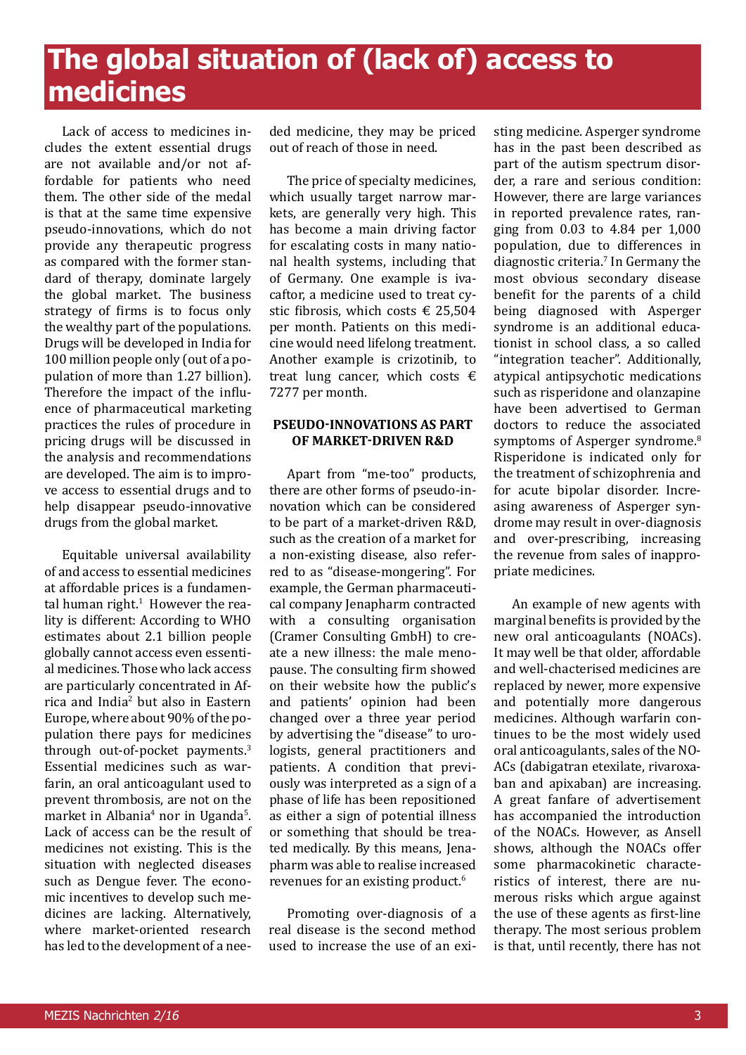# The global situation of (lack of) access to medicines

Lack of access to medicines includes the extent essential drugs are not available and/or not affordable for patients who need them. The other side of the medal is that at the same time expensive pseudo-innovations, which do not provide any therapeutic progress as compared with the former standard of therapy, dominate largely the global market. The business strategy of firms is to focus only the wealthy part of the populations. Drugs will be developed in India for 100 million people only (out of a population of more than 1.27 billion). Therefore the impact of the influence of pharmaceutical marketing practices the rules of procedure in pricing drugs will be discussed in the analysis and recommendations are developed. The aim is to improve access to essential drugs and to help disappear pseudo-innovative drugs from the global market.

Equitable universal availability of and access to essential medicines at affordable prices is a fundamental human right.[1] However the reality is different: According to WHO estimates about 2.1 billion people globally cannot access even essential medicines. Those who lack access are particularly concentrated in Africa and India[2] but also in Eastern Europe, where about 90% of the population there pays for medicines through out-of-pocket payments.[3] Essential medicines such as warfarin, an oral anticoagulant used to prevent thrombosis, are not on the market in Albania[4] nor in Uganda[5]. Lack of access can be the result of medicines not existing. This is the situation with neglected diseases such as Dengue fever. The economic incentives to develop such medicines are lacking. Alternatively, where market-oriented research has led to the development of a needed medicine, they may be priced out of reach of those in need.

The price of specialty medicines, which usually target narrow markets, are generally very high. This has become a main driving factor for escalating costs in many national health systems, including that of Germany. One example is ivacaftor, a medicine used to treat cystic fibrosis, which costs € 25,504 per month. Patients on this medicine would need lifelong treatment. Another example is crizotinib, to treat lung cancer, which costs € 7277 per month.

### PSEUDO-INNOVATIONS AS PART OF MARKET-DRIVEN R&D

Apart from "me-too" products, there are other forms of pseudo-innovation which can be considered to be part of a market-driven R&D, such as the creation of a market for a non-existing disease, also referred to as "disease-mongering". For example, the German pharmaceutical company Jenapharm contracted with a consulting organisation (Cramer Consulting GmbH) to create a new illness: the male menopause. The consulting firm showed on their website how the public's and patients' opinion had been changed over a three year period by advertising the "disease" to urologists, general practitioners and patients. A condition that previously was interpreted as a sign of a phase of life has been repositioned as either a sign of potential illness or something that should be treated medically. By this means, Jenapharm was able to realise increased revenues for an existing product.[6]

Promoting over-diagnosis of a real disease is the second method used to increase the use of an existing medicine. Asperger syndrome has in the past been described as part of the autism spectrum disorder, a rare and serious condition: However, there are large variances in reported prevalence rates, ranging from 0.03 to 4.84 per 1,000 population, due to differences in diagnostic criteria.[7] In Germany the most obvious secondary disease benefit for the parents of a child being diagnosed with Asperger syndrome is an additional educationist in school class, a so called "integration teacher". Additionally, atypical antipsychotic medications such as risperidone and olanzapine have been advertised to German doctors to reduce the associated symptoms of Asperger syndrome.[8] Risperidone is indicated only for the treatment of schizophrenia and for acute bipolar disorder. Increasing awareness of Asperger syndrome may result in over-diagnosis and over-prescribing, increasing the revenue from sales of inappropriate medicines.

An example of new agents with marginal benefits is provided by the new oral anticoagulants (NOACs). It may well be that older, affordable and well-characterised medicines are replaced by newer, more expensive and potentially more dangerous medicines. Although warfarin continues to be the most widely used oral anticoagulants, sales of the NOACs (dabigatran etexilate, rivaroxaban and apixaban) are increasing. A great fanfare of advertisement has accompanied the introduction of the NOACs. However, as Ansell shows, although the NOACs offer some pharmacokinetic characteristics of interest, there are numerous risks which argue against the use of these agents as first-line therapy. The most serious problem is that, until recently, there has not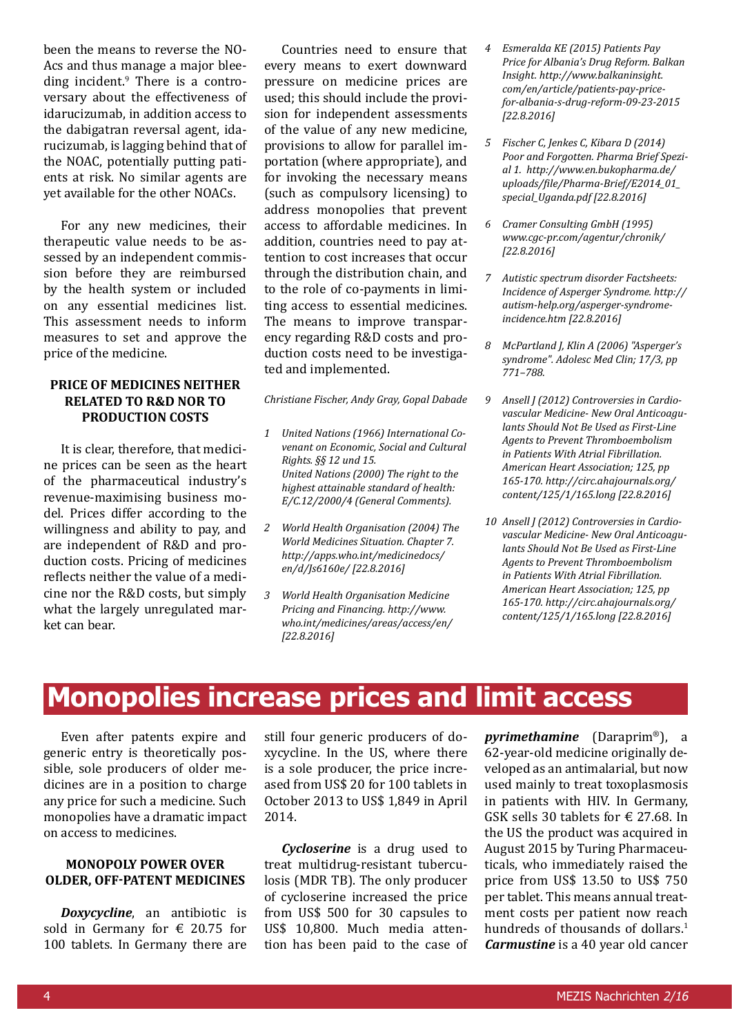been the means to reverse the NOACs and thus manage a major bleeding incident.[9] There is a controversary about the effectiveness of idarucizumab, in addition access to the dabigatran reversal agent, idarucizumab, is lagging behind that of the NOAC, potentially putting patients at risk. No similar agents are yet available for the other NOACs.

For any new medicines, their therapeutic value needs to be assessed by an independent commission before they are reimbursed by the health system or included on any essential medicines list. This assessment needs to inform measures to set and approve the price of the medicine.

### PRICE OF MEDICINES NEITHER RELATED TO R&D NOR TO PRODUCTION COSTS

It is clear, therefore, that medicine prices can be seen as the heart of the pharmaceutical industry's revenue-maximising business model. Prices differ according to the willingness and ability to pay, and are independent of R&D and production costs. Pricing of medicines reflects neither the value of a medicine nor the R&D costs, but simply what the largely unregulated market can bear.

Countries need to ensure that every means to exert downward pressure on medicine prices are used; this should include the provision for independent assessments of the value of any new medicine, provisions to allow for parallel importation (where appropriate), and for invoking the necessary means (such as compulsory licensing) to address monopolies that prevent access to affordable medicines. In addition, countries need to pay attention to cost increases that occur through the distribution chain, and to the role of co-payments in limiting access to essential medicines. The means to improve transparency regarding R&D costs and production costs need to be investigated and implemented.

*Christiane Fischer, Andy Gray, Gopal Dabade*

1 *United Nations (1966) International Covenant on Economic, Social and Cultural Rights. §§ 12 und 15.*
*United Nations (2000) The right to the highest attainable standard of health: E/C.12/2000/4 (General Comments).*

2 *World Health Organisation (2004) The World Medicines Situation. Chapter 7. http://apps.who.int/medicinedocs/en/d/Js6160e/ [22.8.2016]*

3 *World Health Organisation Medicine Pricing and Financing. http://www.who.int/medicines/areas/access/en/ [22.8.2016]*

4 *Esmeralda KE (2015) Patients Pay Price for Albania's Drug Reform. Balkan Insight. http://www.balkaninsight.com/en/article/patients-pay-price-for-albania-s-drug-reform-09-23-2015 [22.8.2016]*

5 *Fischer C, Jenkes C, Kibara D (2014) Poor and Forgotten. Pharma Brief Spezial 1. http://www.en.bukopharma.de/uploads/file/Pharma-Brief/E2014_01_special_Uganda.pdf [22.8.2016]*

6 *Cramer Consulting GmbH (1995) www.cgc-pr.com/agentur/chronik/ [22.8.2016]*

7 *Autistic spectrum disorder Factsheets: Incidence of Asperger Syndrome. http://autism-help.org/asperger-syndrome-incidence.htm [22.8.2016]*

8 *McPartland J, Klin A (2006) "Asperger's syndrome". Adolesc Med Clin; 17/3, pp 771–788.*

9 *Ansell J (2012) Controversies in Cardiovascular Medicine- New Oral Anticoagulants Should Not Be Used as First-Line Agents to Prevent Thromboembolism in Patients With Atrial Fibrillation. American Heart Association; 125, pp 165-170. http://circ.ahajournals.org/content/125/1/165.long [22.8.2016]*

10 *Ansell J (2012) Controversies in Cardiovascular Medicine- New Oral Anticoagulants Should Not Be Used as First-Line Agents to Prevent Thromboembolism in Patients With Atrial Fibrillation. American Heart Association; 125, pp 165-170. http://circ.ahajournals.org/content/125/1/165.long [22.8.2016]*

# Monopolies increase prices and limit access

Even after patents expire and generic entry is theoretically possible, sole producers of older medicines are in a position to charge any price for such a medicine. Such monopolies have a dramatic impact on access to medicines.

### MONOPOLY POWER OVER OLDER, OFF-PATENT MEDICINES

***Doxycycline***, an antibiotic is sold in Germany for € 20.75 for 100 tablets. In Germany there are still four generic producers of doxycycline. In the US, where there is a sole producer, the price increased from US$ 20 for 100 tablets in October 2013 to US$ 1,849 in April 2014.

***Cycloserine*** is a drug used to treat multidrug-resistant tuberculosis (MDR TB). The only producer of cycloserine increased the price from US$ 500 for 30 capsules to US$ 10,800. Much media attention has been paid to the case of ***pyrimethamine*** (Daraprim®), a 62-year-old medicine originally developed as an antimalarial, but now used mainly to treat toxoplasmosis in patients with HIV. In Germany, GSK sells 30 tablets for € 27.68. In the US the product was acquired in August 2015 by Turing Pharmaceuticals, who immediately raised the price from US$ 13.50 to US$ 750 per tablet. This means annual treatment costs per patient now reach hundreds of thousands of dollars.[1] ***Carmustine*** is a 40 year old cancer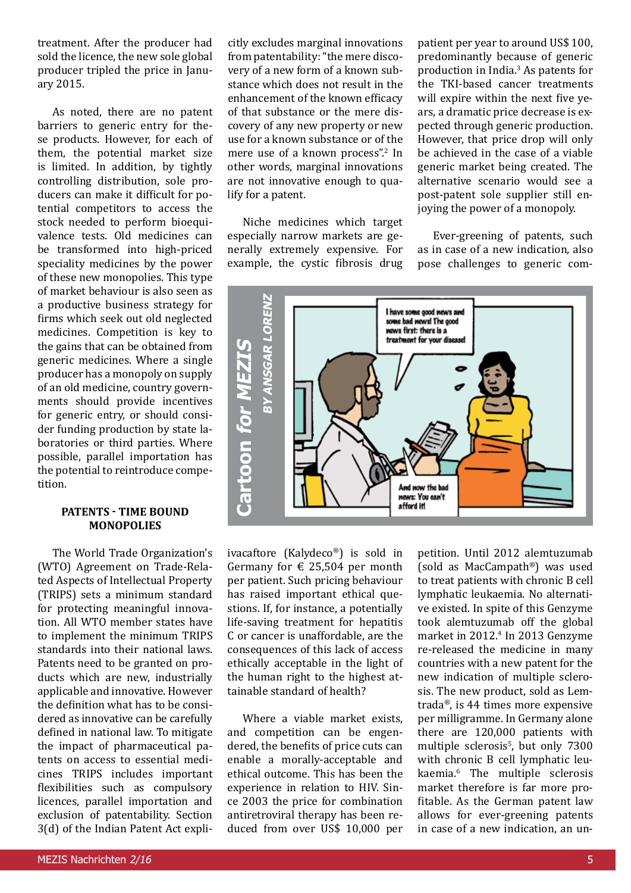treatment. After the producer had sold the licence, the new sole global producer tripled the price in January 2015.

As noted, there are no patent barriers to generic entry for these products. However, for each of them, the potential market size is limited. In addition, by tightly controlling distribution, sole producers can make it difficult for potential competitors to access the stock needed to perform bioequivalence tests. Old medicines can be transformed into high-priced speciality medicines by the power of these new monopolies. This type of market behaviour is also seen as a productive business strategy for firms which seek out old neglected medicines. Competition is key to the gains that can be obtained from generic medicines. Where a single producer has a monopoly on supply of an old medicine, country governments should provide incentives for generic entry, or should consider funding production by state laboratories or third parties. Where possible, parallel importation has the potential to reintroduce competition.

### PATENTS - TIME BOUND MONOPOLIES

The World Trade Organization's (WTO) Agreement on Trade-Related Aspects of Intellectual Property (TRIPS) sets a minimum standard for protecting meaningful innovation. All WTO member states have to implement the minimum TRIPS standards into their national laws. Patents need to be granted on products which are new, industrially applicable and innovative. However the definition what has to be considered as innovative can be carefully defined in national law. To mitigate the impact of pharmaceutical patents on access to essential medicines TRIPS includes important flexibilities such as compulsory licences, parallel importation and exclusion of patentability. Section 3(d) of the Indian Patent Act explicitly excludes marginal innovations from patentability: "the mere discovery of a new form of a known substance which does not result in the enhancement of the known efficacy of that substance or the mere discovery of any new property or new use for a known substance or of the mere use of a known process".[2] In other words, marginal innovations are not innovative enough to qualify for a patent.

Niche medicines which target especially narrow markets are generally extremely expensive. For example, the cystic fibrosis drug ivacaftore (Kalydeco®) is sold in Germany for € 25,504 per month per patient. Such pricing behaviour has raised important ethical questions. If, for instance, a potentially life-saving treatment for hepatitis C or cancer is unaffordable, are the consequences of this lack of access ethically acceptable in the light of the human right to the highest attainable standard of health?

Where a viable market exists, and competition can be engendered, the benefits of price cuts can enable a morally-acceptable and ethical outcome. This has been the experience in relation to HIV. Since 2003 the price for combination antiretroviral therapy has been reduced from over US$ 10,000 per patient per year to around US$ 100, predominantly because of generic production in India.[3] As patents for the TKI-based cancer treatments will expire within the next five years, a dramatic price decrease is expected through generic production. However, that price drop will only be achieved in the case of a viable generic market being created. The alternative scenario would see a post-patent sole supplier still enjoying the power of a monopoly.

Ever-greening of patents, such as in case of a new indication, also pose challenges to generic competition. Until 2012 alemtuzumab (sold as MacCampath®) was used to treat patients with chronic B cell lymphatic leukaemia. No alternative existed. In spite of this Genzyme took alemtuzumab off the global market in 2012.[4] In 2013 Genzyme re-released the medicine in many countries with a new patent for the new indication of multiple sclerosis. The new product, sold as Lemtrada®, is 44 times more expensive per milligramme. In Germany alone there are 120,000 patients with multiple sclerosis[5], but only 7300 with chronic B cell lymphatic leukaemia.[6] The multiple sclerosis market therefore is far more profitable. As the German patent law allows for ever-greening patents in case of a new indication, an un-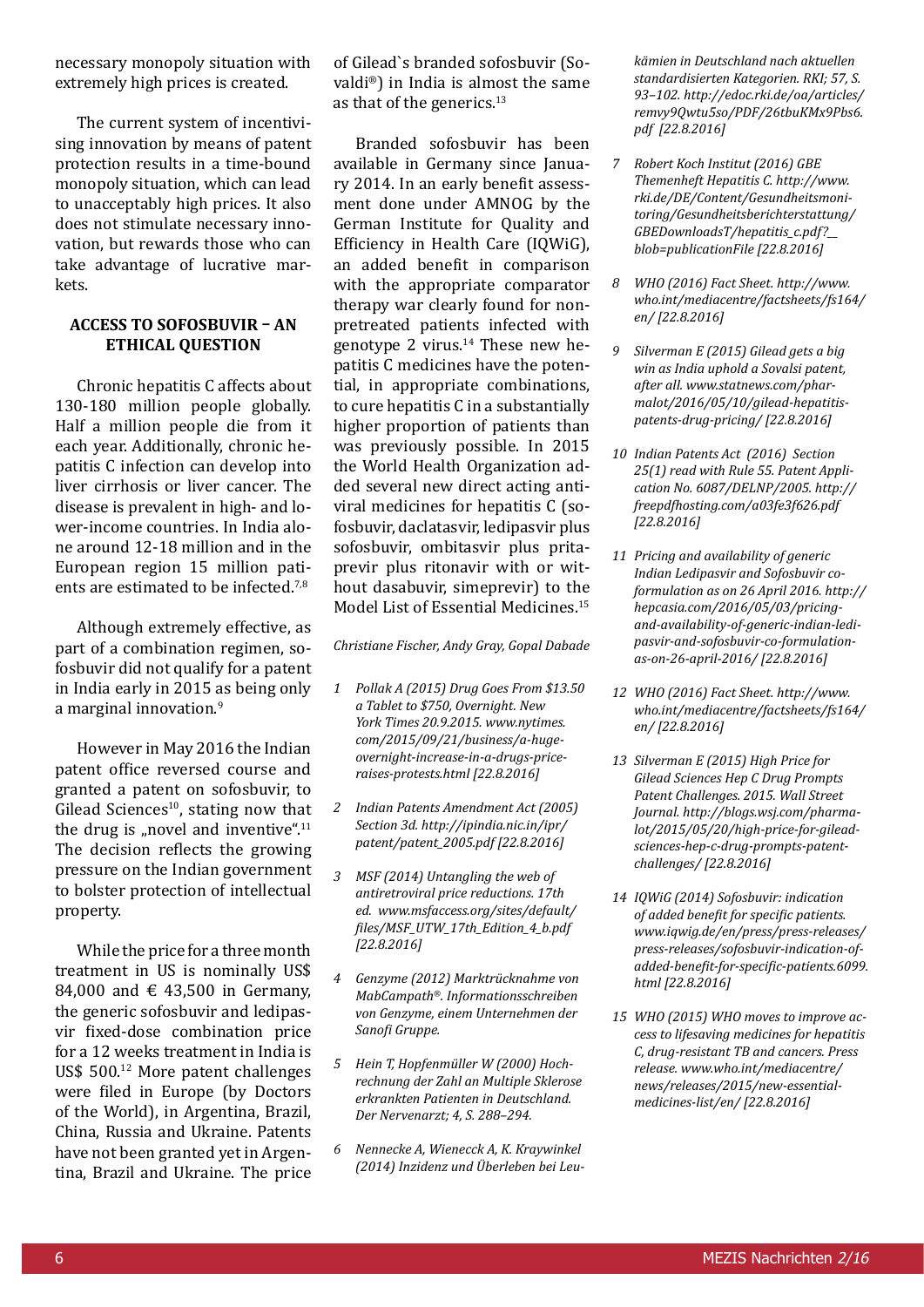necessary monopoly situation with extremely high prices is created.

The current system of incentivising innovation by means of patent protection results in a time-bound monopoly situation, which can lead to unacceptably high prices. It also does not stimulate necessary innovation, but rewards those who can take advantage of lucrative markets.

### ACCESS TO SOFOSBUVIR – AN ETHICAL QUESTION

Chronic hepatitis C affects about 130-180 million people globally. Half a million people die from it each year. Additionally, chronic hepatitis C infection can develop into liver cirrhosis or liver cancer. The disease is prevalent in high- and lower-income countries. In India alone around 12-18 million and in the European region 15 million patients are estimated to be infected.[7,8]

Although extremely effective, as part of a combination regimen, sofosbuvir did not qualify for a patent in India early in 2015 as being only a marginal innovation.[9]

However in May 2016 the Indian patent office reversed course and granted a patent on sofosbuvir, to Gilead Sciences[10], stating now that the drug is „novel and inventive".[11] The decision reflects the growing pressure on the Indian government to bolster protection of intellectual property.

While the price for a three month treatment in US is nominally US$ 84,000 and € 43,500 in Germany, the generic sofosbuvir and ledipasvir fixed-dose combination price for a 12 weeks treatment in India is US$ 500.[12] More patent challenges were filed in Europe (by Doctors of the World), in Argentina, Brazil, China, Russia and Ukraine. Patents have not been granted yet in Argentina, Brazil and Ukraine. The price of Gilead`s branded sofosbuvir (Sovaldi®) in India is almost the same as that of the generics.[13]

Branded sofosbuvir has been available in Germany since January 2014. In an early benefit assessment done under AMNOG by the German Institute for Quality and Efficiency in Health Care (IQWiG), an added benefit in comparison with the appropriate comparator therapy war clearly found for non-pretreated patients infected with genotype 2 virus.[14] These new hepatitis C medicines have the potential, in appropriate combinations, to cure hepatitis C in a substantially higher proportion of patients than was previously possible. In 2015 the World Health Organization added several new direct acting antiviral medicines for hepatitis C (sofosbuvir, daclatasvir, ledipasvir plus sofosbuvir, ombitasvir plus pritaprevir plus ritonavir with or without dasabuvir, simeprevir) to the Model List of Essential Medicines.[15]

*Christiane Fischer, Andy Gray, Gopal Dabade*

1. *Pollak A (2015) Drug Goes From $13.50 a Tablet to $750, Overnight. New York Times 20.9.2015. www.nytimes.com/2015/09/21/business/a-huge-overnight-increase-in-a-drugs-price-raises-protests.html [22.8.2016]*
2. *Indian Patents Amendment Act (2005) Section 3d. http://ipindia.nic.in/ipr/patent/patent_2005.pdf [22.8.2016]*
3. *MSF (2014) Untangling the web of antiretroviral price reductions. 17th ed. www.msfaccess.org/sites/default/files/MSF_UTW_17th_Edition_4_b.pdf [22.8.2016]*
4. *Genzyme (2012) Marktrücknahme von MabCampath®. Informationsschreiben von Genzyme, einem Unternehmen der Sanofi Gruppe.*
5. *Hein T, Hopfenmüller W (2000) Hochrechnung der Zahl an Multiple Sklerose erkrankten Patienten in Deutschland. Der Nervenarzt; 4, S. 288–294.*
6. *Nennecke A, Wieneccк A, K. Kraywinkel (2014) Inzidenz und Überleben bei Leukämien in Deutschland nach aktuellen standardisierten Kategorien. RKI; 57, S. 93–102. http://edoc.rki.de/oa/articles/remvy9Qwtu5so/PDF/26tbuKMx9Pbs6.pdf [22.8.2016]*
7. *Robert Koch Institut (2016) GBE Themenheft Hepatitis C. http://www.rki.de/DE/Content/Gesundheitsmonitoring/Gesundheitsberichterstattung/GBEDownloadsT/hepatitis_c.pdf?__blob=publicationFile [22.8.2016]*
8. *WHO (2016) Fact Sheet. http://www.who.int/mediacentre/factsheets/fs164/en/ [22.8.2016]*
9. *Silverman E (2015) Gilead gets a big win as India uphold a Sovalsi patent, after all. www.statnews.com/pharmalot/2016/05/10/gilead-hepatitis-patents-drug-pricing/ [22.8.2016]*
10. *Indian Patents Act (2016) Section 25(1) read with Rule 55. Patent Application No. 6087/DELNP/2005. http://freepdfhosting.com/a03fe3f626.pdf [22.8.2016]*
11. *Pricing and availability of generic Indian Ledipasvir and Sofosbuvir co-formulation as on 26 April 2016. http://hepcasia.com/2016/05/03/pricing-and-availability-of-generic-indian-ledipasvir-and-sofosbuvir-co-formulation-as-on-26-april-2016/ [22.8.2016]*
12. *WHO (2016) Fact Sheet. http://www.who.int/mediacentre/factsheets/fs164/en/ [22.8.2016]*
13. *Silverman E (2015) High Price for Gilead Sciences Hep C Drug Prompts Patent Challenges. 2015. Wall Street Journal. http://blogs.wsj.com/pharmalot/2015/05/20/high-price-for-gilead-sciences-hep-c-drug-prompts-patent-challenges/ [22.8.2016]*
14. *IQWiG (2014) Sofosbuvir: indication of added benefit for specific patients. www.iqwig.de/en/press/press-releases/press-releases/sofosbuvir-indication-of-added-benefit-for-specific-patients.6099.html [22.8.2016]*
15. *WHO (2015) WHO moves to improve access to lifesaving medicines for hepatitis C, drug-resistant TB and cancers. Press release. www.who.int/mediacentre/news/releases/2015/new-essential-medicines-list/en/ [22.8.2016]*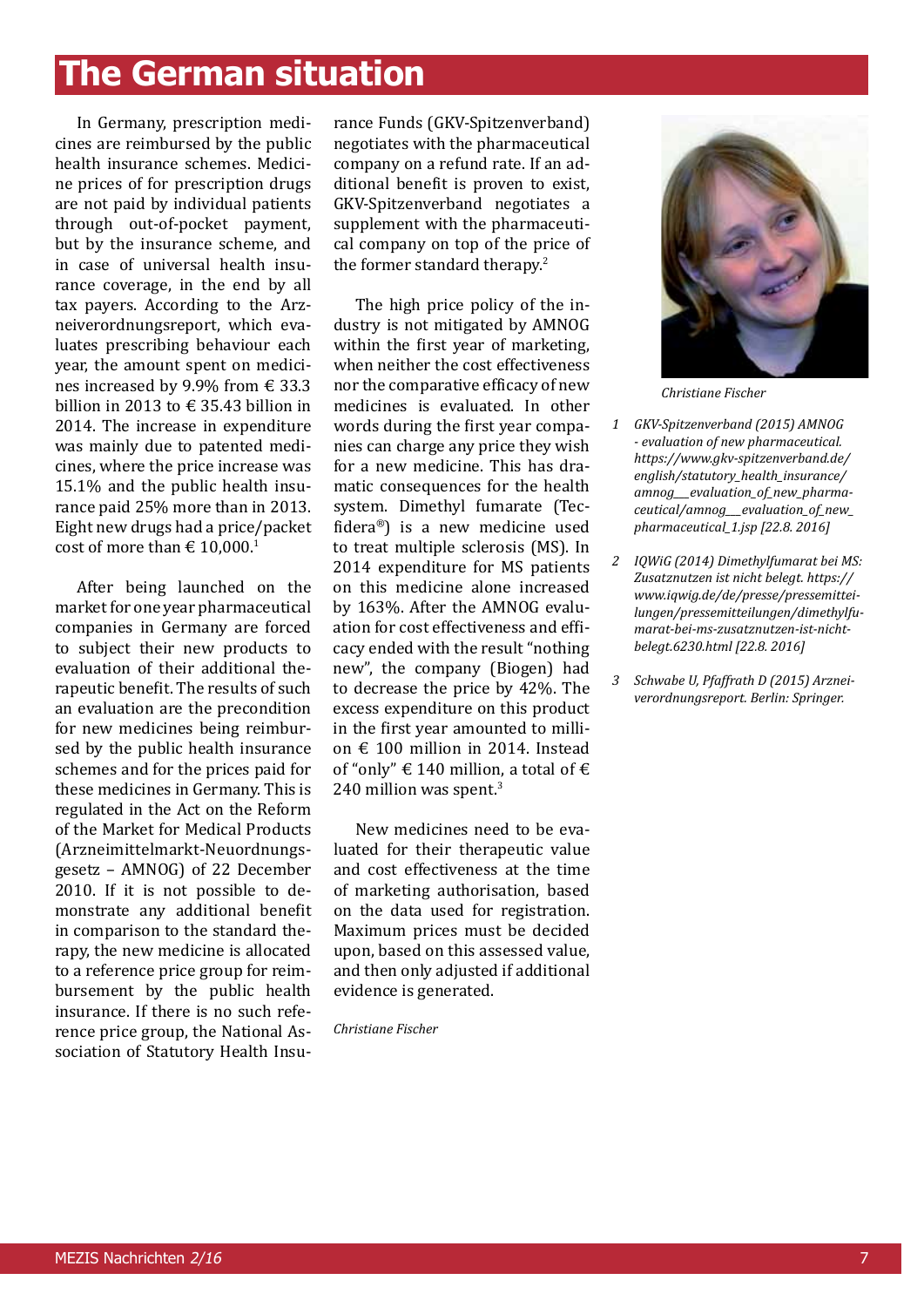# The German situation

In Germany, prescription medicines are reimbursed by the public health insurance schemes. Medicine prices of for prescription drugs are not paid by individual patients through out-of-pocket payment, but by the insurance scheme, and in case of universal health insurance coverage, in the end by all tax payers. According to the Arzneiverordnungsreport, which evaluates prescribing behaviour each year, the amount spent on medicines increased by 9.9% from € 33.3 billion in 2013 to € 35.43 billion in 2014. The increase in expenditure was mainly due to patented medicines, where the price increase was 15.1% and the public health insurance paid 25% more than in 2013. Eight new drugs had a price/packet cost of more than € 10,000.[1]

After being launched on the market for one year pharmaceutical companies in Germany are forced to subject their new products to evaluation of their additional therapeutic benefit. The results of such an evaluation are the precondition for new medicines being reimbursed by the public health insurance schemes and for the prices paid for these medicines in Germany. This is regulated in the Act on the Reform of the Market for Medical Products (Arzneimittelmarkt-Neuordnungsgesetz – AMNOG) of 22 December 2010. If it is not possible to demonstrate any additional benefit in comparison to the standard therapy, the new medicine is allocated to a reference price group for reimbursement by the public health insurance. If there is no such reference price group, the National Association of Statutory Health Insurance Funds (GKV-Spitzenverband) negotiates with the pharmaceutical company on a refund rate. If an additional benefit is proven to exist, GKV-Spitzenverband negotiates a supplement with the pharmaceutical company on top of the price of the former standard therapy.[2]

The high price policy of the industry is not mitigated by AMNOG within the first year of marketing, when neither the cost effectiveness nor the comparative efficacy of new medicines is evaluated. In other words during the first year companies can charge any price they wish for a new medicine. This has dramatic consequences for the health system. Dimethyl fumarate (Tecfidera®) is a new medicine used to treat multiple sclerosis (MS). In 2014 expenditure for MS patients on this medicine alone increased by 163%. After the AMNOG evaluation for cost effectiveness and efficacy ended with the result "nothing new", the company (Biogen) had to decrease the price by 42%. The excess expenditure on this product in the first year amounted to million € 100 million in 2014. Instead of "only" € 140 million, a total of € 240 million was spent.[3]

New medicines need to be evaluated for their therapeutic value and cost effectiveness at the time of marketing authorisation, based on the data used for registration. Maximum prices must be decided upon, based on this assessed value, and then only adjusted if additional evidence is generated.

*Christiane Fischer*

*Christiane Fischer*

1. *GKV-Spitzenverband (2015) AMNOG - evaluation of new pharmaceutical. https://www.gkv-spitzenverband.de/english/statutory_health_insurance/amnog__evaluation_of_new_pharmaceutical/amnog__evaluation_of_new_pharmaceutical_1.jsp [22.8. 2016]*
2. *IQWiG (2014) Dimethylfumarat bei MS: Zusatznutzen ist nicht belegt. https://www.iqwig.de/de/presse/pressemitteilungen/pressemitteilungen/dimethylfumarat-bei-ms-zusatznutzen-ist-nicht-belegt.6230.html [22.8. 2016]*
3. *Schwabe U, Pfaffrath D (2015) Arzneiverordnungsreport. Berlin: Springer.*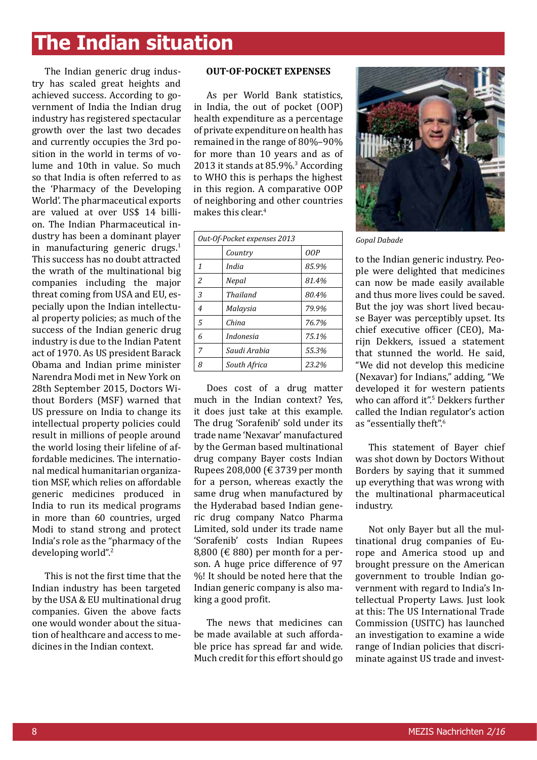# The Indian situation

The Indian generic drug industry has scaled great heights and achieved success. According to government of India the Indian drug industry has registered spectacular growth over the last two decades and currently occupies the 3rd position in the world in terms of volume and 10th in value. So much so that India is often referred to as the 'Pharmacy of the Developing World'. The pharmaceutical exports are valued at over US$ 14 billion. The Indian Pharmaceutical industry has been a dominant player in manufacturing generic drugs.[1] This success has no doubt attracted the wrath of the multinational big companies including the major threat coming from USA and EU, especially upon the Indian intellectual property policies; as much of the success of the Indian generic drug industry is due to the Indian Patent act of 1970. As US president Barack Obama and Indian prime minister Narendra Modi met in New York on 28th September 2015, Doctors Without Borders (MSF) warned that US pressure on India to change its intellectual property policies could result in millions of people around the world losing their lifeline of affordable medicines. The international medical humanitarian organization MSF, which relies on affordable generic medicines produced in India to run its medical programs in more than 60 countries, urged Modi to stand strong and protect India's role as the "pharmacy of the developing world".[2]

This is not the first time that the Indian industry has been targeted by the USA & EU multinational drug companies. Given the above facts one would wonder about the situation of healthcare and access to medicines in the Indian context.

**OUT-OF-POCKET EXPENSES**

As per World Bank statistics, in India, the out of pocket (OOP) health expenditure as a percentage of private expenditure on health has remained in the range of 80%–90% for more than 10 years and as of 2013 it stands at 85.9%.[3] According to WHO this is perhaps the highest in this region. A comparative OOP of neighboring and other countries makes this clear.[4]

*Out-Of-Pocket expenses 2013*

| | *Country* | *OOP* |
|---|---|---|
| *1* | *India* | *85.9%* |
| *2* | *Nepal* | *81.4%* |
| *3* | *Thailand* | *80.4%* |
| *4* | *Malaysia* | *79.9%* |
| *5* | *China* | *76.7%* |
| *6* | *Indonesia* | *75.1%* |
| *7* | *Saudi Arabia* | *55.3%* |
| *8* | *South Africa* | *23.2%* |

Does cost of a drug matter much in the Indian context? Yes, it does just take at this example. The drug 'Sorafenib' sold under its trade name 'Nexavar' manufactured by the German based multinational drug company Bayer costs Indian Rupees 208,000 (€ 3739 per month for a person, whereas exactly the same drug when manufactured by the Hyderabad based Indian generic drug company Natco Pharma Limited, sold under its trade name 'Sorafenib' costs Indian Rupees 8,800 (€ 880) per month for a person. A huge price difference of 97 %! It should be noted here that the Indian generic company is also making a good profit.

The news that medicines can be made available at such affordable price has spread far and wide. Much credit for this effort should go to the Indian generic industry. People were delighted that medicines can now be made easily available and thus more lives could be saved. But the joy was short lived because Bayer was perceptibly upset. Its chief executive officer (CEO), Marijn Dekkers, issued a statement that stunned the world. He said, "We did not develop this medicine (Nexavar) for Indians," adding, "We developed it for western patients who can afford it".[5] Dekkers further called the Indian regulator's action as "essentially theft".[6]

*Gopal Dabade*

This statement of Bayer chief was shot down by Doctors Without Borders by saying that it summed up everything that was wrong with the multinational pharmaceutical industry.

Not only Bayer but all the multinational drug companies of Europe and America stood up and brought pressure on the American government to trouble Indian government with regard to India's Intellectual Property Laws. Just look at this: The US International Trade Commission (USITC) has launched an investigation to examine a wide range of Indian policies that discriminate against US trade and invest-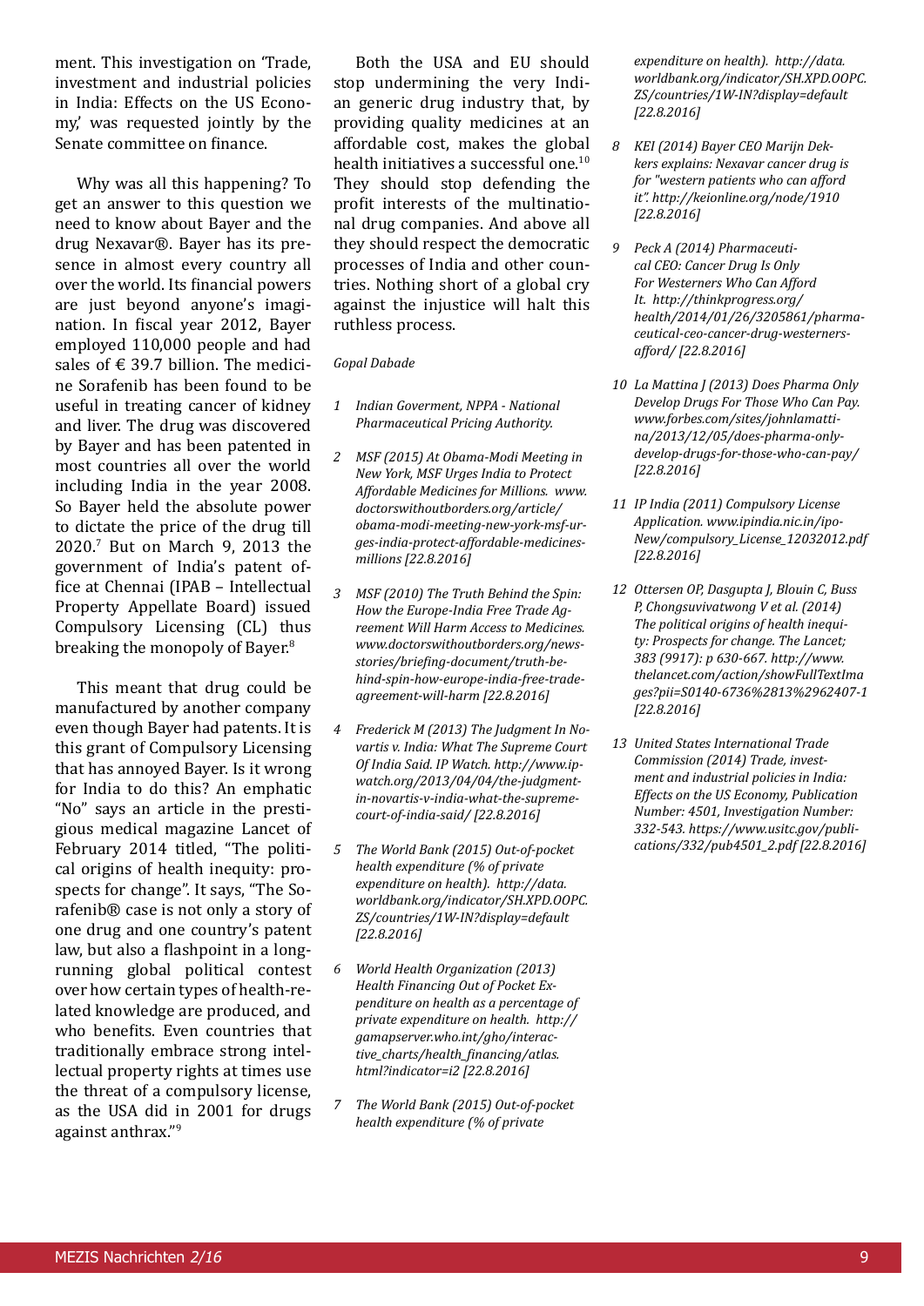ment. This investigation on 'Trade, investment and industrial policies in India: Effects on the US Economy,' was requested jointly by the Senate committee on finance.

Why was all this happening? To get an answer to this question we need to know about Bayer and the drug Nexavar®. Bayer has its presence in almost every country all over the world. Its financial powers are just beyond anyone's imagination. In fiscal year 2012, Bayer employed 110,000 people and had sales of € 39.7 billion. The medicine Sorafenib has been found to be useful in treating cancer of kidney and liver. The drug was discovered by Bayer and has been patented in most countries all over the world including India in the year 2008. So Bayer held the absolute power to dictate the price of the drug till 2020.[7] But on March 9, 2013 the government of India's patent office at Chennai (IPAB – Intellectual Property Appellate Board) issued Compulsory Licensing (CL) thus breaking the monopoly of Bayer.[8]

This meant that drug could be manufactured by another company even though Bayer had patents. It is this grant of Compulsory Licensing that has annoyed Bayer. Is it wrong for India to do this? An emphatic "No" says an article in the prestigious medical magazine Lancet of February 2014 titled, "The political origins of health inequity: prospects for change". It says, "The Sorafenib® case is not only a story of one drug and one country's patent law, but also a flashpoint in a long-running global political contest over how certain types of health-related knowledge are produced, and who benefits. Even countries that traditionally embrace strong intellectual property rights at times use the threat of a compulsory license, as the USA did in 2001 for drugs against anthrax."[9]

Both the USA and EU should stop undermining the very Indian generic drug industry that, by providing quality medicines at an affordable cost, makes the global health initiatives a successful one.[10] They should stop defending the profit interests of the multinational drug companies. And above all they should respect the democratic processes of India and other countries. Nothing short of a global cry against the injustice will halt this ruthless process.

*Gopal Dabade*

1. *Indian Goverment, NPPA - National Pharmaceutical Pricing Authority.*
2. *MSF (2015) At Obama-Modi Meeting in New York, MSF Urges India to Protect Affordable Medicines for Millions. www.doctorswithoutborders.org/article/obama-modi-meeting-new-york-msf-urges-india-protect-affordable-medicines-millions [22.8.2016]*
3. *MSF (2010) The Truth Behind the Spin: How the Europe-India Free Trade Agreement Will Harm Access to Medicines. www.doctorswithoutborders.org/news-stories/briefing-document/truth-behind-spin-how-europe-india-free-trade-agreement-will-harm [22.8.2016]*
4. *Frederick M (2013) The Judgment In Novartis v. India: What The Supreme Court Of India Said. IP Watch. http://www.ip-watch.org/2013/04/04/the-judgment-in-novartis-v-india-what-the-supreme-court-of-india-said/ [22.8.2016]*
5. *The World Bank (2015) Out-of-pocket health expenditure (% of private expenditure on health). http://data.worldbank.org/indicator/SH.XPD.OOPC.ZS/countries/1W-IN?display=default [22.8.2016]*
6. *World Health Organization (2013) Health Financing Out of Pocket Expenditure on health as a percentage of private expenditure on health. http://gamapserver.who.int/gho/interactive_charts/health_financing/atlas.html?indicator=i2 [22.8.2016]*
7. *The World Bank (2015) Out-of-pocket health expenditure (% of private expenditure on health). http://data.worldbank.org/indicator/SH.XPD.OOPC.ZS/countries/1W-IN?display=default [22.8.2016]*
8. *KEI (2014) Bayer CEO Marijn Dekkers explains: Nexavar cancer drug is for "western patients who can afford it". http://keionline.org/node/1910 [22.8.2016]*
9. *Peck A (2014) Pharmaceutical CEO: Cancer Drug Is Only For Westerners Who Can Afford It. http://thinkprogress.org/health/2014/01/26/3205861/pharmaceutical-ceo-cancer-drug-westerners-afford/ [22.8.2016]*
10. *La Mattina J (2013) Does Pharma Only Develop Drugs For Those Who Can Pay. www.forbes.com/sites/johnlamattina/2013/12/05/does-pharma-only-develop-drugs-for-those-who-can-pay/ [22.8.2016]*
11. *IP India (2011) Compulsory License Application. www.ipindia.nic.in/ipo-New/compulsory_License_12032012.pdf [22.8.2016]*
12. *Ottersen OP, Dasgupta J, Blouin C, Buss P, Chongsuvivatwong V et al. (2014) The political origins of health inequity: Prospects for change. The Lancet; 383 (9917): p 630-667. http://www.thelancet.com/action/showFullTextImages?pii=S0140-6736%2813%2962407-1 [22.8.2016]*
13. *United States International Trade Commission (2014) Trade, investment and industrial policies in India: Effects on the US Economy, Publication Number: 4501, Investigation Number: 332-543. https://www.usitc.gov/publications/332/pub4501_2.pdf [22.8.2016]*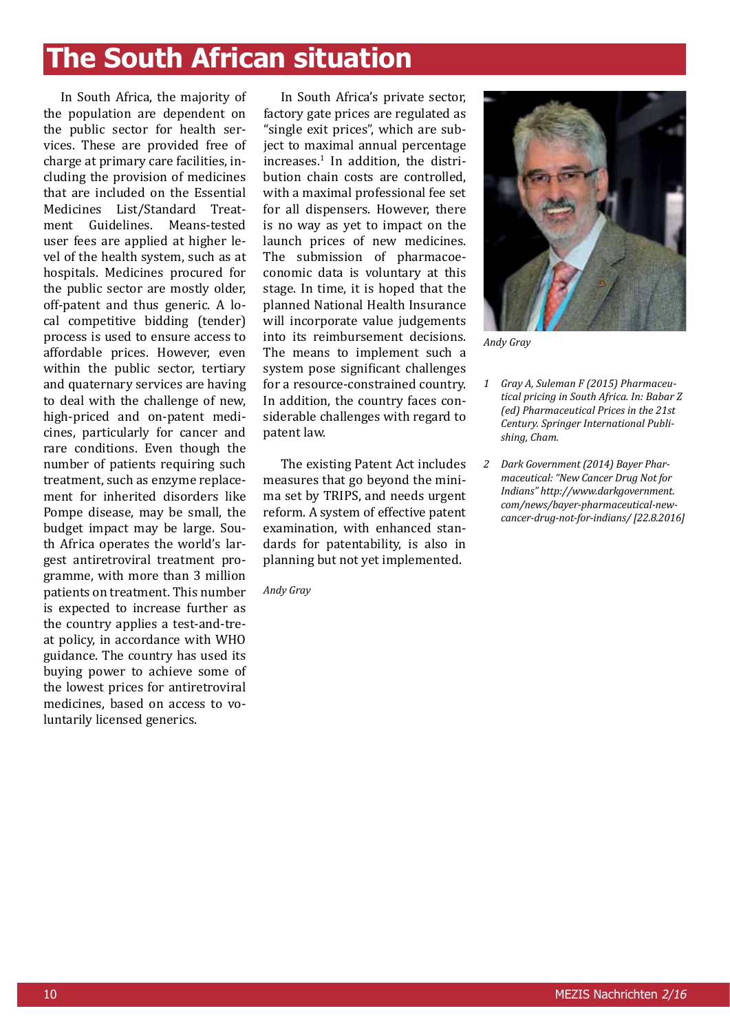# The South African situation

In South Africa, the majority of the population are dependent on the public sector for health services. These are provided free of charge at primary care facilities, including the provision of medicines that are included on the Essential Medicines List/Standard Treatment Guidelines. Means-tested user fees are applied at higher level of the health system, such as at hospitals. Medicines procured for the public sector are mostly older, off-patent and thus generic. A local competitive bidding (tender) process is used to ensure access to affordable prices. However, even within the public sector, tertiary and quaternary services are having to deal with the challenge of new, high-priced and on-patent medicines, particularly for cancer and rare conditions. Even though the number of patients requiring such treatment, such as enzyme replacement for inherited disorders like Pompe disease, may be small, the budget impact may be large. South Africa operates the world's largest antiretroviral treatment programme, with more than 3 million patients on treatment. This number is expected to increase further as the country applies a test-and-treat policy, in accordance with WHO guidance. The country has used its buying power to achieve some of the lowest prices for antiretroviral medicines, based on access to voluntarily licensed generics.

In South Africa's private sector, factory gate prices are regulated as "single exit prices", which are subject to maximal annual percentage increases.[1] In addition, the distribution chain costs are controlled, with a maximal professional fee set for all dispensers. However, there is no way as yet to impact on the launch prices of new medicines. The submission of pharmacoeconomic data is voluntary at this stage. In time, it is hoped that the planned National Health Insurance will incorporate value judgements into its reimbursement decisions. The means to implement such a system pose significant challenges for a resource-constrained country. In addition, the country faces considerable challenges with regard to patent law.

The existing Patent Act includes measures that go beyond the minima set by TRIPS, and needs urgent reform. A system of effective patent examination, with enhanced standards for patentability, is also in planning but not yet implemented.

*Andy Gray*

*Andy Gray*

1 *Gray A, Suleman F (2015) Pharmaceutical pricing in South Africa. In: Babar Z (ed) Pharmaceutical Prices in the 21st Century. Springer International Publishing, Cham.*

2 *Dark Government (2014) Bayer Pharmaceutical: "New Cancer Drug Not for Indians" http://www.darkgovernment.com/news/bayer-pharmaceutical-new-cancer-drug-not-for-indians/ [22.8.2016]*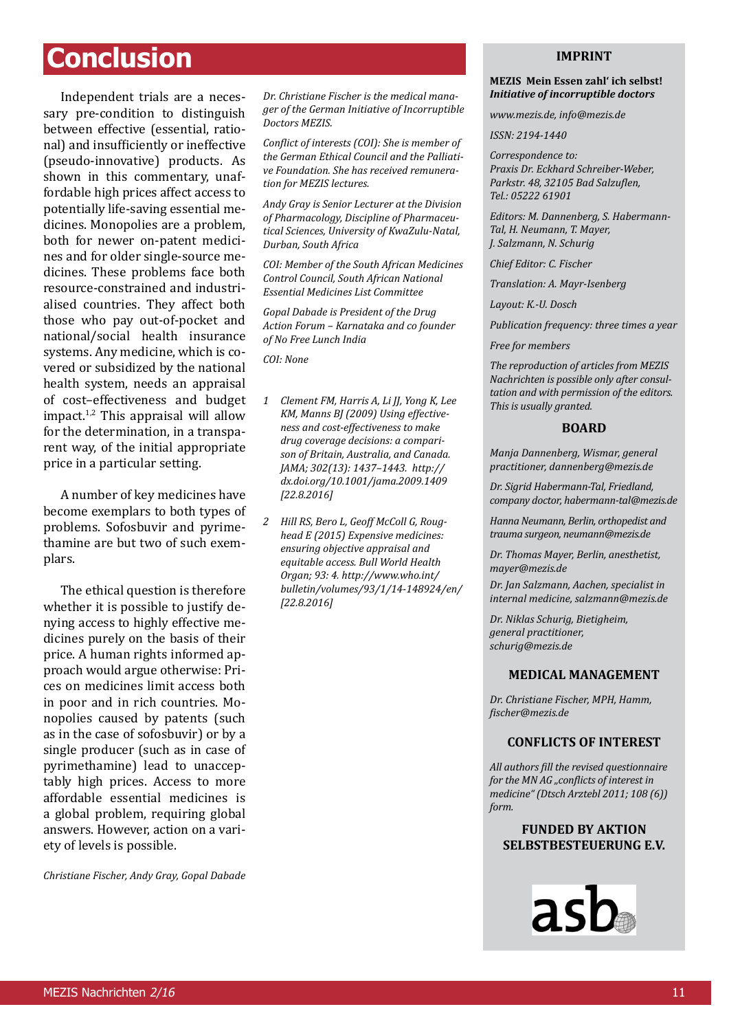# Conclusion

Independent trials are a necessary pre-condition to distinguish between effective (essential, rational) and insufficiently or ineffective (pseudo-innovative) products. As shown in this commentary, unaffordable high prices affect access to potentially life-saving essential medicines. Monopolies are a problem, both for newer on-patent medicines and for older single-source medicines. These problems face both resource-constrained and industrialised countries. They affect both those who pay out-of-pocket and national/social health insurance systems. Any medicine, which is covered or subsidized by the national health system, needs an appraisal of cost–effectiveness and budget impact.[1,2] This appraisal will allow for the determination, in a transparent way, of the initial appropriate price in a particular setting.

A number of key medicines have become exemplars to both types of problems. Sofosbuvir and pyrimethamine are but two of such exemplars.

The ethical question is therefore whether it is possible to justify denying access to highly effective medicines purely on the basis of their price. A human rights informed approach would argue otherwise: Prices on medicines limit access both in poor and in rich countries. Monopolies caused by patents (such as in the case of sofosbuvir) or by a single producer (such as in case of pyrimethamine) lead to unacceptably high prices. Access to more affordable essential medicines is a global problem, requiring global answers. However, action on a variety of levels is possible.

*Christiane Fischer, Andy Gray, Gopal Dabade*

*Dr. Christiane Fischer is the medical manager of the German Initiative of Incorruptible Doctors MEZIS.*

*Conflict of interests (COI): She is member of the German Ethical Council and the Palliative Foundation. She has received remuneration for MEZIS lectures.*

*Andy Gray is Senior Lecturer at the Division of Pharmacology, Discipline of Pharmaceutical Sciences, University of KwaZulu-Natal, Durban, South Africa*

*COI: Member of the South African Medicines Control Council, South African National Essential Medicines List Committee*

*Gopal Dabade is President of the Drug Action Forum – Karnataka and co founder of No Free Lunch India*

*COI: None*

1. *Clement FM, Harris A, Li JJ, Yong K, Lee KM, Manns BJ (2009) Using effectiveness and cost-effectiveness to make drug coverage decisions: a comparison of Britain, Australia, and Canada. JAMA; 302(13): 1437–1443. http://dx.doi.org/10.1001/jama.2009.1409 [22.8.2016]*
2. *Hill RS, Bero L, Geoff McColl G, Roughead E (2015) Expensive medicines: ensuring objective appraisal and equitable access. Bull World Health Organ; 93: 4. http://www.who.int/bulletin/volumes/93/1/14-148924/en/ [22.8.2016]*

## IMPRINT

**MEZIS Mein Essen zahl' ich selbst!**
***Initiative of incorruptible doctors***

*www.mezis.de, info@mezis.de*

*ISSN: 2194-1440*

*Correspondence to:*
*Praxis Dr. Eckhard Schreiber-Weber, Parkstr. 48, 32105 Bad Salzuflen, Tel.: 05222 61901*

*Editors: M. Dannenberg, S. Habermann-Tal, H. Neumann, T. Mayer, J. Salzmann, N. Schurig*

*Chief Editor: C. Fischer*

*Translation: A. Mayr-Isenberg*

*Layout: K.-U. Dosch*

*Publication frequency: three times a year*

*Free for members*

*The reproduction of articles from MEZIS Nachrichten is possible only after consultation and with permission of the editors. This is usually granted.*

## BOARD

*Manja Dannenberg, Wismar, general practitioner, dannenberg@mezis.de*

*Dr. Sigrid Habermann-Tal, Friedland, company doctor, habermann-tal@mezis.de*

*Hanna Neumann, Berlin, orthopedist and trauma surgeon, neumann@mezis.de*

*Dr. Thomas Mayer, Berlin, anesthetist, mayer@mezis.de*

*Dr. Jan Salzmann, Aachen, specialist in internal medicine, salzmann@mezis.de*

*Dr. Niklas Schurig, Bietigheim, general practitioner, schurig@mezis.de*

## MEDICAL MANAGEMENT

*Dr. Christiane Fischer, MPH, Hamm, fischer@mezis.de*

## CONFLICTS OF INTEREST

*All authors fill the revised questionnaire for the MN AG „conflicts of interest in medicine" (Dtsch Arztebl 2011; 108 (6)) form.*

**FUNDED BY AKTION SELBSTBESTEUERUNG E.V.**

asb